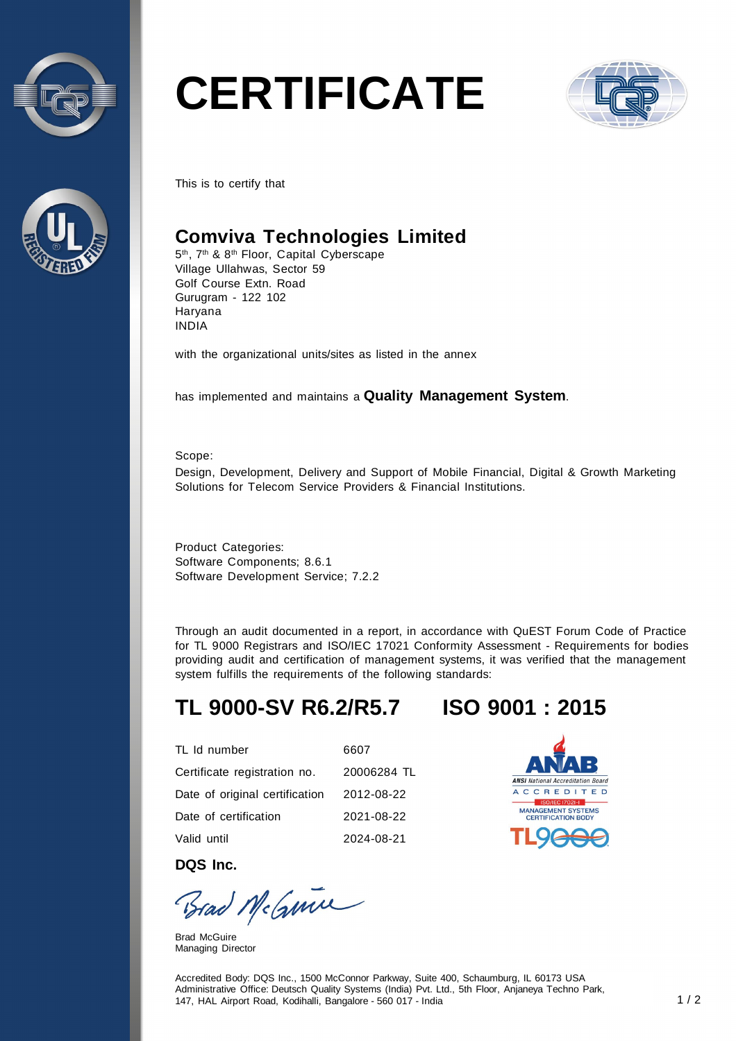# CERTIFICATE

This is to certify that

## Comviva Technologies Limited

5th, 7th & 8th Floor, Capital Cyberscape
Village Ullahwas, Sector 59
Golf Course Extn. Road
Gurugram - 122 102
Haryana
INDIA

with the organizational units/sites as listed in the annex

has implemented and maintains a **Quality Management System**.

Scope:
Design, Development, Delivery and Support of Mobile Financial, Digital & Growth Marketing Solutions for Telecom Service Providers & Financial Institutions.

Product Categories:
Software Components; 8.6.1
Software Development Service; 7.2.2

Through an audit documented in a report, in accordance with QuEST Forum Code of Practice for TL 9000 Registrars and ISO/IEC 17021 Conformity Assessment - Requirements for bodies providing audit and certification of management systems, it was verified that the management system fulfills the requirements of the following standards:

## TL 9000-SV R6.2/R5.7 ISO 9001 : 2015

| | |
|---|---|
| TL Id number | 6607 |
| Certificate registration no. | 20006284 TL |
| Date of original certification | 2012-08-22 |
| Date of certification | 2021-08-22 |
| Valid until | 2024-08-21 |

ANAB — ANSI National Accreditation Board — ACCREDITED — ISO/IEC 17021-1 — MANAGEMENT SYSTEMS CERTIFICATION BODY — TL9000

**DQS Inc.**

Brad McGuire
Managing Director

Accredited Body: DQS Inc., 1500 McConnor Parkway, Suite 400, Schaumburg, IL 60173 USA
Administrative Office: Deutsch Quality Systems (India) Pvt. Ltd., 5th Floor, Anjaneya Techno Park, 147, HAL Airport Road, Kodihalli, Bangalore - 560 017 - India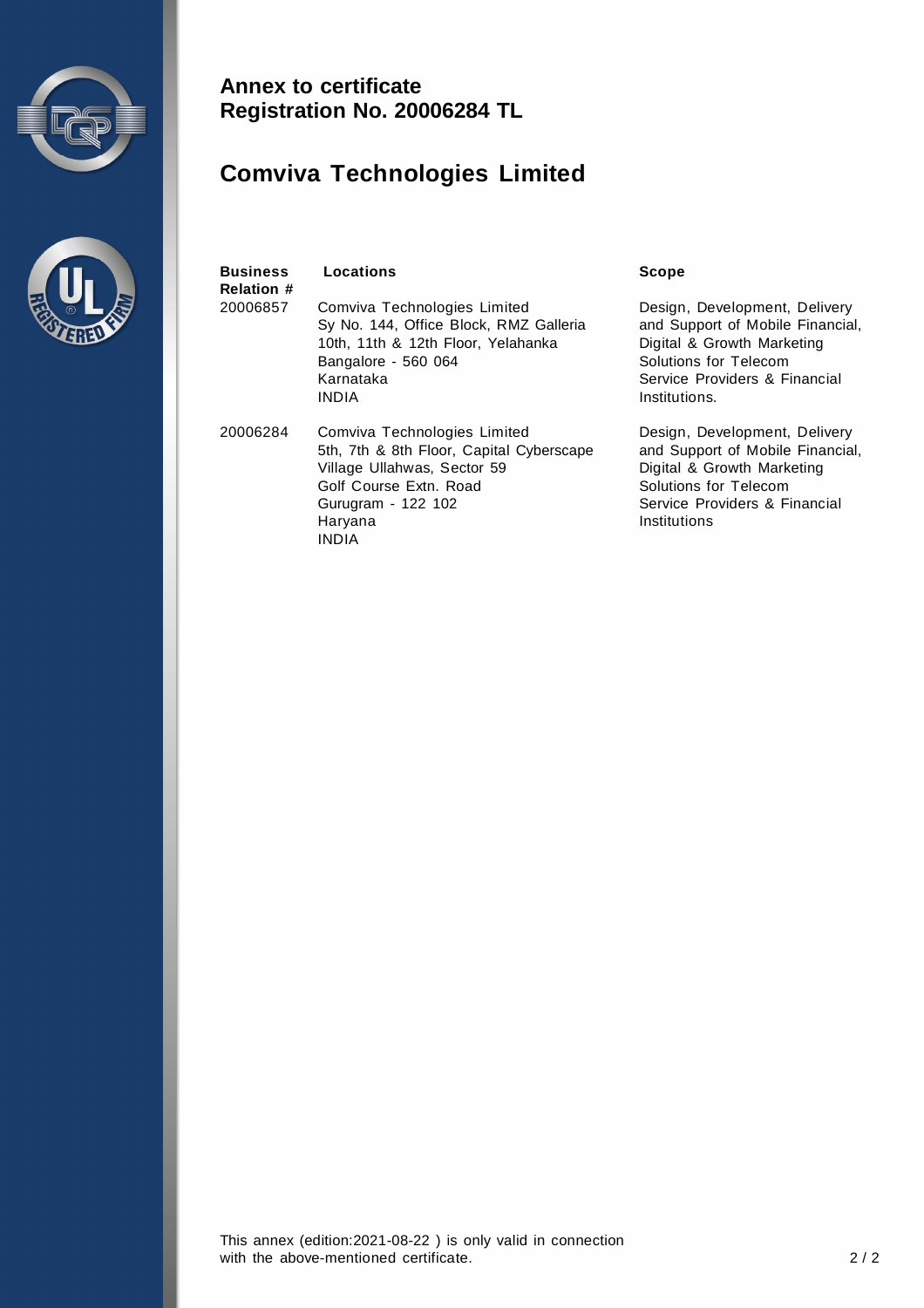**Annex to certificate**
**Registration No. 20006284 TL**

## Comviva Technologies Limited

| Business Relation # | Locations | Scope |
|---|---|---|
| 20006857 | Comviva Technologies Limited<br>Sy No. 144, Office Block, RMZ Galleria<br>10th, 11th & 12th Floor, Yelahanka<br>Bangalore - 560 064<br>Karnataka<br>INDIA | Design, Development, Delivery and Support of Mobile Financial, Digital & Growth Marketing Solutions for Telecom Service Providers & Financial Institutions. |
| 20006284 | Comviva Technologies Limited<br>5th, 7th & 8th Floor, Capital Cyberscape<br>Village Ullahwas, Sector 59<br>Golf Course Extn. Road<br>Gurugram - 122 102<br>Haryana<br>INDIA | Design, Development, Delivery and Support of Mobile Financial, Digital & Growth Marketing Solutions for Telecom Service Providers & Financial Institutions |

This annex (edition:2021-08-22 ) is only valid in connection with the above-mentioned certificate.